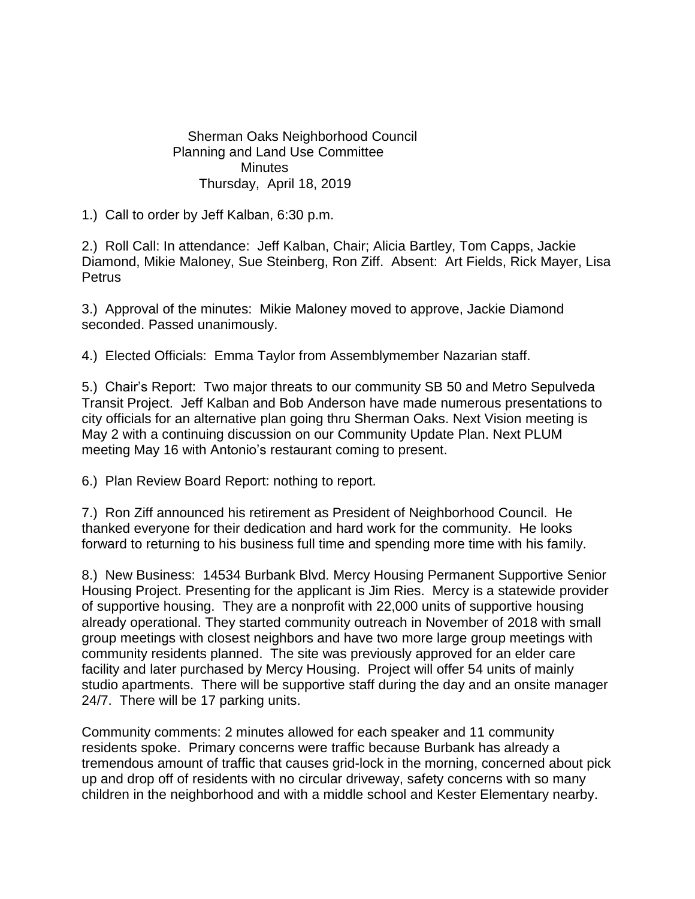# Sherman Oaks Neighborhood Council
## Planning and Land Use Committee
### Minutes
### Thursday, April 18, 2019

1.) Call to order by Jeff Kalban, 6:30 p.m.

2.) Roll Call: In attendance: Jeff Kalban, Chair; Alicia Bartley, Tom Capps, Jackie Diamond, Mikie Maloney, Sue Steinberg, Ron Ziff. Absent: Art Fields, Rick Mayer, Lisa Petrus

3.) Approval of the minutes: Mikie Maloney moved to approve, Jackie Diamond seconded. Passed unanimously.

4.) Elected Officials: Emma Taylor from Assemblymember Nazarian staff.

5.) Chair's Report: Two major threats to our community SB 50 and Metro Sepulveda Transit Project. Jeff Kalban and Bob Anderson have made numerous presentations to city officials for an alternative plan going thru Sherman Oaks. Next Vision meeting is May 2 with a continuing discussion on our Community Update Plan. Next PLUM meeting May 16 with Antonio's restaurant coming to present.

6.) Plan Review Board Report: nothing to report.

7.) Ron Ziff announced his retirement as President of Neighborhood Council. He thanked everyone for their dedication and hard work for the community. He looks forward to returning to his business full time and spending more time with his family.

8.) New Business: 14534 Burbank Blvd. Mercy Housing Permanent Supportive Senior Housing Project. Presenting for the applicant is Jim Ries. Mercy is a statewide provider of supportive housing. They are a nonprofit with 22,000 units of supportive housing already operational. They started community outreach in November of 2018 with small group meetings with closest neighbors and have two more large group meetings with community residents planned. The site was previously approved for an elder care facility and later purchased by Mercy Housing. Project will offer 54 units of mainly studio apartments. There will be supportive staff during the day and an onsite manager 24/7. There will be 17 parking units.

Community comments: 2 minutes allowed for each speaker and 11 community residents spoke. Primary concerns were traffic because Burbank has already a tremendous amount of traffic that causes grid-lock in the morning, concerned about pick up and drop off of residents with no circular driveway, safety concerns with so many children in the neighborhood and with a middle school and Kester Elementary nearby.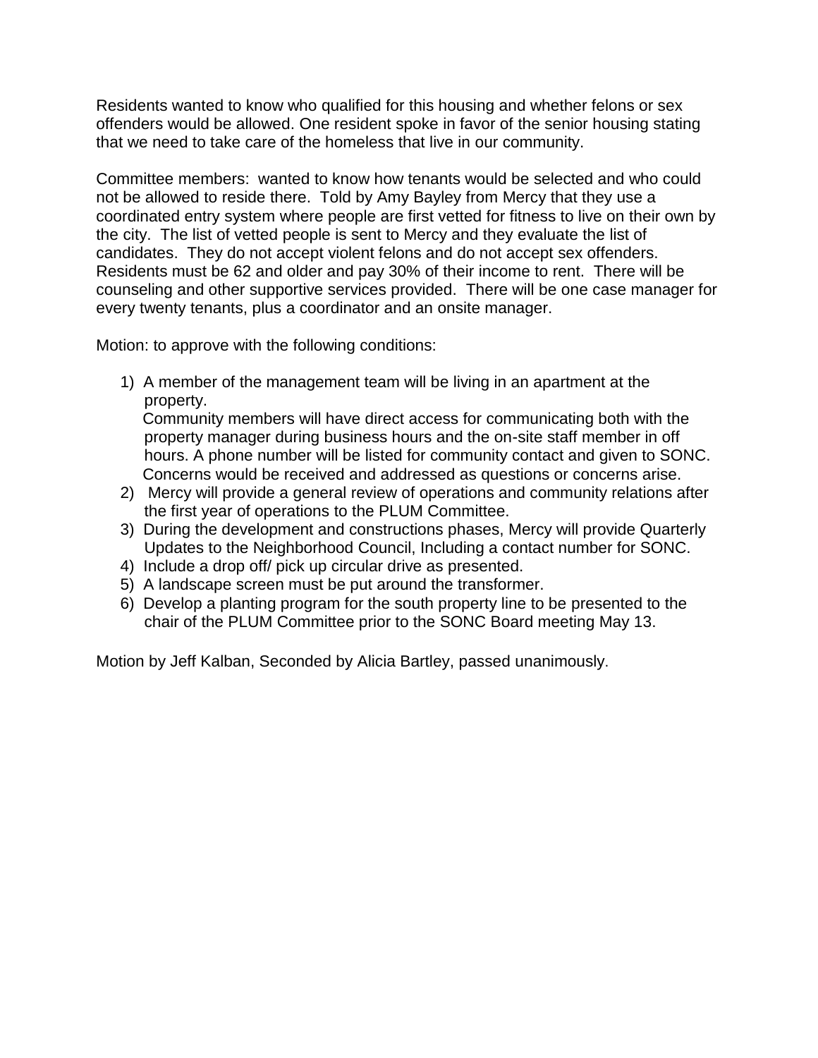Residents wanted to know who qualified for this housing and whether felons or sex offenders would be allowed. One resident spoke in favor of the senior housing stating that we need to take care of the homeless that live in our community.

Committee members: wanted to know how tenants would be selected and who could not be allowed to reside there. Told by Amy Bayley from Mercy that they use a coordinated entry system where people are first vetted for fitness to live on their own by the city. The list of vetted people is sent to Mercy and they evaluate the list of candidates. They do not accept violent felons and do not accept sex offenders. Residents must be 62 and older and pay 30% of their income to rent. There will be counseling and other supportive services provided. There will be one case manager for every twenty tenants, plus a coordinator and an onsite manager.

Motion: to approve with the following conditions:

1) A member of the management team will be living in an apartment at the property.
   Community members will have direct access for communicating both with the property manager during business hours and the on-site staff member in off hours. A phone number will be listed for community contact and given to SONC. Concerns would be received and addressed as questions or concerns arise.
2) Mercy will provide a general review of operations and community relations after the first year of operations to the PLUM Committee.
3) During the development and constructions phases, Mercy will provide Quarterly Updates to the Neighborhood Council, Including a contact number for SONC.
4) Include a drop off/ pick up circular drive as presented.
5) A landscape screen must be put around the transformer.
6) Develop a planting program for the south property line to be presented to the chair of the PLUM Committee prior to the SONC Board meeting May 13.

Motion by Jeff Kalban, Seconded by Alicia Bartley, passed unanimously.